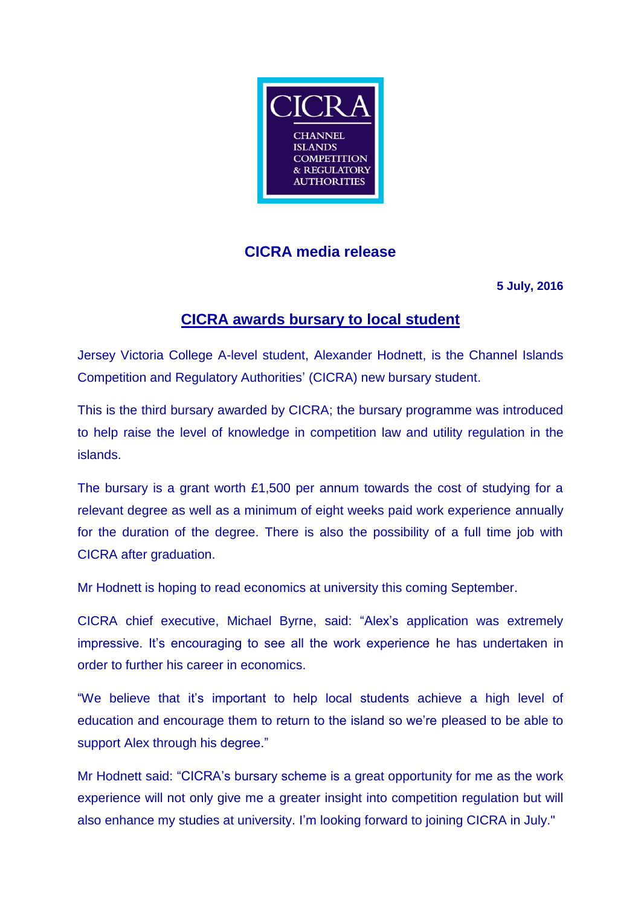CICRA

CHANNEL ISLANDS COMPETITION & REGULATORY AUTHORITIES

## CICRA media release

**5 July, 2016**

# CICRA awards bursary to local student

Jersey Victoria College A-level student, Alexander Hodnett, is the Channel Islands Competition and Regulatory Authorities' (CICRA) new bursary student.

This is the third bursary awarded by CICRA; the bursary programme was introduced to help raise the level of knowledge in competition law and utility regulation in the islands.

The bursary is a grant worth £1,500 per annum towards the cost of studying for a relevant degree as well as a minimum of eight weeks paid work experience annually for the duration of the degree. There is also the possibility of a full time job with CICRA after graduation.

Mr Hodnett is hoping to read economics at university this coming September.

CICRA chief executive, Michael Byrne, said: "Alex's application was extremely impressive. It's encouraging to see all the work experience he has undertaken in order to further his career in economics.

"We believe that it's important to help local students achieve a high level of education and encourage them to return to the island so we're pleased to be able to support Alex through his degree."

Mr Hodnett said: "CICRA's bursary scheme is a great opportunity for me as the work experience will not only give me a greater insight into competition regulation but will also enhance my studies at university. I'm looking forward to joining CICRA in July."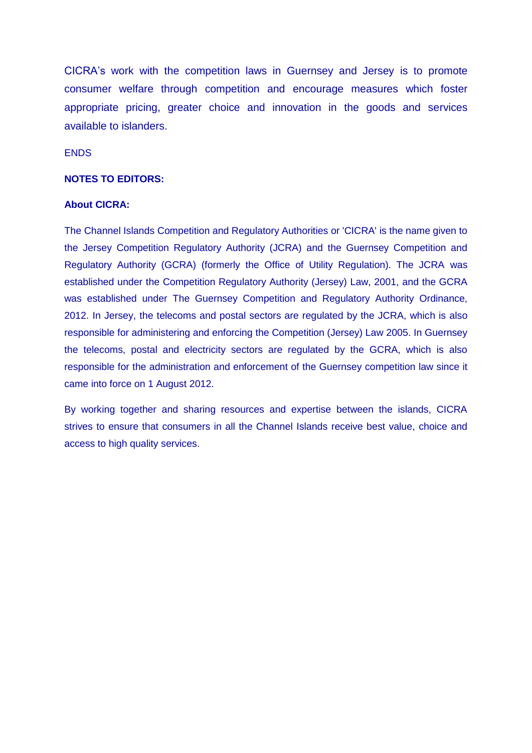CICRA's work with the competition laws in Guernsey and Jersey is to promote consumer welfare through competition and encourage measures which foster appropriate pricing, greater choice and innovation in the goods and services available to islanders.

ENDS

**NOTES TO EDITORS:**

**About CICRA:**

The Channel Islands Competition and Regulatory Authorities or 'CICRA' is the name given to the Jersey Competition Regulatory Authority (JCRA) and the Guernsey Competition and Regulatory Authority (GCRA) (formerly the Office of Utility Regulation). The JCRA was established under the Competition Regulatory Authority (Jersey) Law, 2001, and the GCRA was established under The Guernsey Competition and Regulatory Authority Ordinance, 2012. In Jersey, the telecoms and postal sectors are regulated by the JCRA, which is also responsible for administering and enforcing the Competition (Jersey) Law 2005. In Guernsey the telecoms, postal and electricity sectors are regulated by the GCRA, which is also responsible for the administration and enforcement of the Guernsey competition law since it came into force on 1 August 2012.

By working together and sharing resources and expertise between the islands, CICRA strives to ensure that consumers in all the Channel Islands receive best value, choice and access to high quality services.